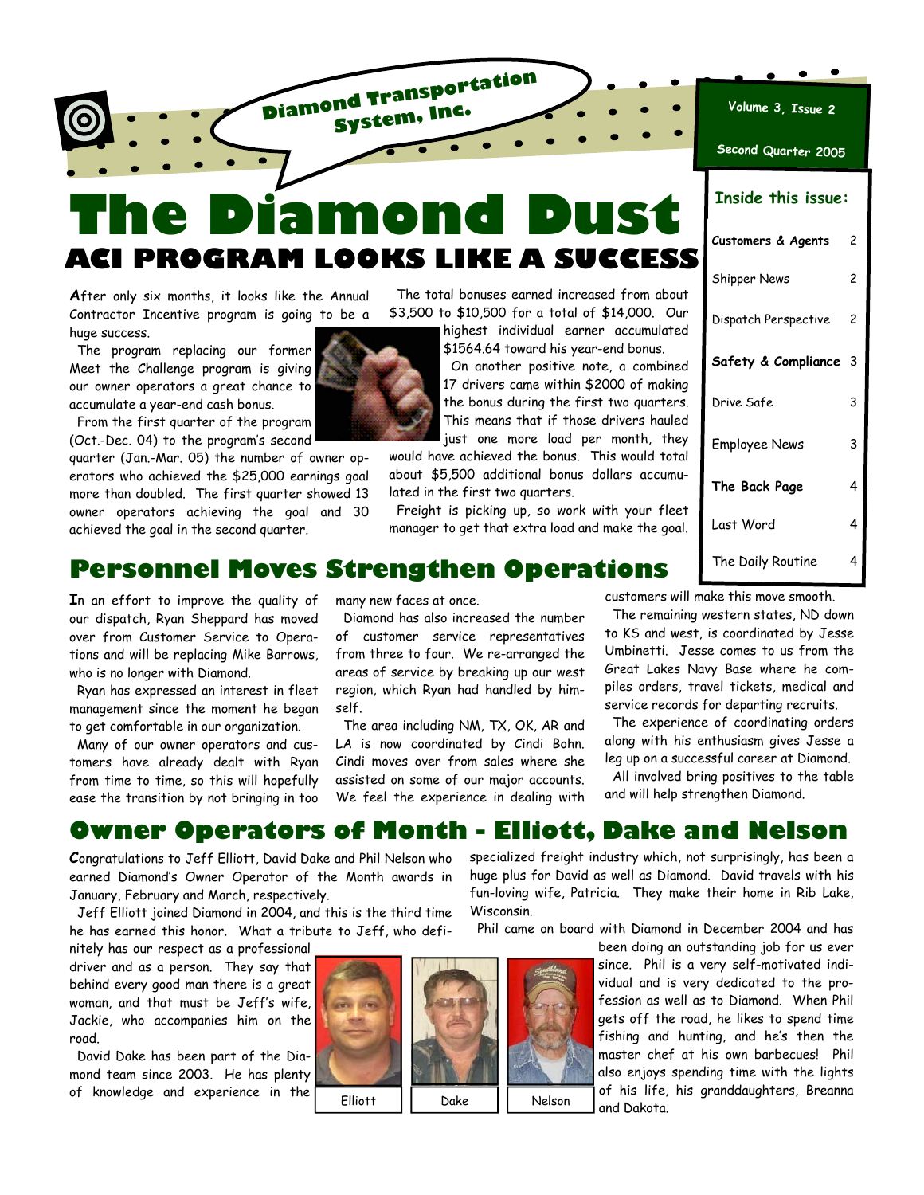Diamond Transportation System, Inc.

Volume 3, Issue 2

Second Quarter 2005

# The Diamond Dust

**Inside this issue:**

| | |
|---|---|
| **Customers & Agents** | 2 |
| Shipper News | 2 |
| Dispatch Perspective | 2 |
| **Safety & Compliance** | 3 |
| Drive Safe | 3 |
| Employee News | 3 |
| **The Back Page** | 4 |
| Last Word | 4 |
| The Daily Routine | 4 |

## ACI PROGRAM LOOKS LIKE A SUCCESS

After only six months, it looks like the Annual Contractor Incentive program is going to be a huge success.

The program replacing our former Meet the Challenge program is giving our owner operators a great chance to accumulate a year-end cash bonus.

From the first quarter of the program (Oct.-Dec. 04) to the program's second quarter (Jan.-Mar. 05) the number of owner operators who achieved the $25,000 earnings goal more than doubled. The first quarter showed 13 owner operators achieving the goal and 30 achieved the goal in the second quarter.

The total bonuses earned increased from about $3,500 to $10,500 for a total of $14,000. Our highest individual earner accumulated $1564.64 toward his year-end bonus.

On another positive note, a combined 17 drivers came within $2000 of making the bonus during the first two quarters. This means that if those drivers hauled just one more load per month, they would have achieved the bonus. This would total about $5,500 additional bonus dollars accumulated in the first two quarters.

Freight is picking up, so work with your fleet manager to get that extra load and make the goal.

## Personnel Moves Strengthen Operations

In an effort to improve the quality of our dispatch, Ryan Sheppard has moved over from Customer Service to Operations and will be replacing Mike Barrows, who is no longer with Diamond.

Ryan has expressed an interest in fleet management since the moment he began to get comfortable in our organization.

Many of our owner operators and customers have already dealt with Ryan from time to time, so this will hopefully ease the transition by not bringing in too many new faces at once.

Diamond has also increased the number of customer service representatives from three to four. We re-arranged the areas of service by breaking up our west region, which Ryan had handled by himself.

The area including NM, TX, OK, AR and LA is now coordinated by Cindi Bohn. Cindi moves over from sales where she assisted on some of our major accounts. We feel the experience in dealing with customers will make this move smooth.

The remaining western states, ND down to KS and west, is coordinated by Jesse Umbinetti. Jesse comes to us from the Great Lakes Navy Base where he compiles orders, travel tickets, medical and service records for departing recruits.

The experience of coordinating orders along with his enthusiasm gives Jesse a leg up on a successful career at Diamond.

All involved bring positives to the table and will help strengthen Diamond.

## Owner Operators of Month - Elliott, Dake and Nelson

Congratulations to Jeff Elliott, David Dake and Phil Nelson who earned Diamond's Owner Operator of the Month awards in January, February and March, respectively.

Jeff Elliott joined Diamond in 2004, and this is the third time he has earned this honor. What a tribute to Jeff, who definitely has our respect as a professional driver and as a person. They say that behind every good man there is a great woman, and that must be Jeff's wife, Jackie, who accompanies him on the road.

David Dake has been part of the Diamond team since 2003. He has plenty of knowledge and experience in the specialized freight industry which, not surprisingly, has been a huge plus for David as well as Diamond. David travels with his fun-loving wife, Patricia. They make their home in Rib Lake, Wisconsin.

Phil came on board with Diamond in December 2004 and has been doing an outstanding job for us ever since. Phil is a very self-motivated individual and is very dedicated to the profession as well as to Diamond. When Phil gets off the road, he likes to spend time fishing and hunting, and he's then the master chef at his own barbecues! Phil also enjoys spending time with the lights of his life, his granddaughters, Breanna and Dakota.

Elliott

Dake

Nelson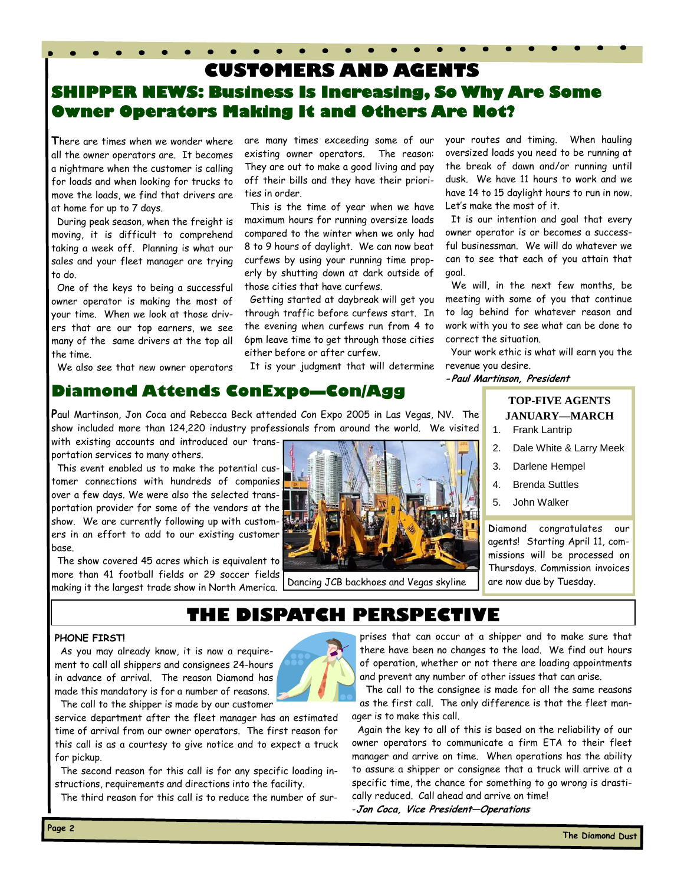# CUSTOMERS AND AGENTS

## SHIPPER NEWS: Business Is Increasing, So Why Are Some Owner Operators Making It and Others Are Not?

There are times when we wonder where all the owner operators are. It becomes a nightmare when the customer is calling for loads and when looking for trucks to move the loads, we find that drivers are at home for up to 7 days.

During peak season, when the freight is moving, it is difficult to comprehend taking a week off. Planning is what our sales and your fleet manager are trying to do.

One of the keys to being a successful owner operator is making the most of your time. When we look at those drivers that are our top earners, we see many of the same drivers at the top all the time.

We also see that new owner operators are many times exceeding some of our existing owner operators. The reason: They are out to make a good living and pay off their bills and they have their priorities in order.

This is the time of year when we have maximum hours for running oversize loads compared to the winter when we only had 8 to 9 hours of daylight. We can now beat curfews by using your running time properly by shutting down at dark outside of those cities that have curfews.

Getting started at daybreak will get you through traffic before curfews start. In the evening when curfews run from 4 to 6pm leave time to get through those cities either before or after curfew.

It is your judgment that will determine your routes and timing. When hauling oversized loads you need to be running at the break of dawn and/or running until dusk. We have 11 hours to work and we have 14 to 15 daylight hours to run in now. Let's make the most of it.

It is our intention and goal that every owner operator is or becomes a successful businessman. We will do whatever we can to see that each of you attain that goal.

We will, in the next few months, be meeting with some of you that continue to lag behind for whatever reason and work with you to see what can be done to correct the situation.

Your work ethic is what will earn you the revenue you desire.

*-Paul Martinson, President*

## Diamond Attends ConExpo—Con/Agg

Paul Martinson, Jon Coca and Rebecca Beck attended Con Expo 2005 in Las Vegas, NV. The show included more than 124,220 industry professionals from around the world. We visited with existing accounts and introduced our transportation services to many others.

This event enabled us to make the potential customer connections with hundreds of companies over a few days. We were also the selected transportation provider for some of the vendors at the show. We are currently following up with customers in an effort to add to our existing customer base.

The show covered 45 acres which is equivalent to more than 41 football fields or 29 soccer fields making it the largest trade show in North America.

Dancing JCB backhoes and Vegas skyline

### TOP-FIVE AGENTS JANUARY—MARCH

1. Frank Lantrip
2. Dale White & Larry Meek
3. Darlene Hempel
4. Brenda Suttles
5. John Walker

Diamond congratulates our agents! Starting April 11, commissions will be processed on Thursdays. Commission invoices are now due by Tuesday.

# THE DISPATCH PERSPECTIVE

**PHONE FIRST!**

As you may already know, it is now a requirement to call all shippers and consignees 24-hours in advance of arrival. The reason Diamond has made this mandatory is for a number of reasons.

The call to the shipper is made by our customer service department after the fleet manager has an estimated time of arrival from our owner operators. The first reason for this call is as a courtesy to give notice and to expect a truck for pickup.

The second reason for this call is for any specific loading instructions, requirements and directions into the facility.

The third reason for this call is to reduce the number of surprises that can occur at a shipper and to make sure that there have been no changes to the load. We find out hours of operation, whether or not there are loading appointments and prevent any number of other issues that can arise.

The call to the consignee is made for all the same reasons as the first call. The only difference is that the fleet manager is to make this call.

Again the key to all of this is based on the reliability of our owner operators to communicate a firm ETA to their fleet manager and arrive on time. When operations has the ability to assure a shipper or consignee that a truck will arrive at a specific time, the chance for something to go wrong is drastically reduced. Call ahead and arrive on time!

*-Jon Coca, Vice President—Operations*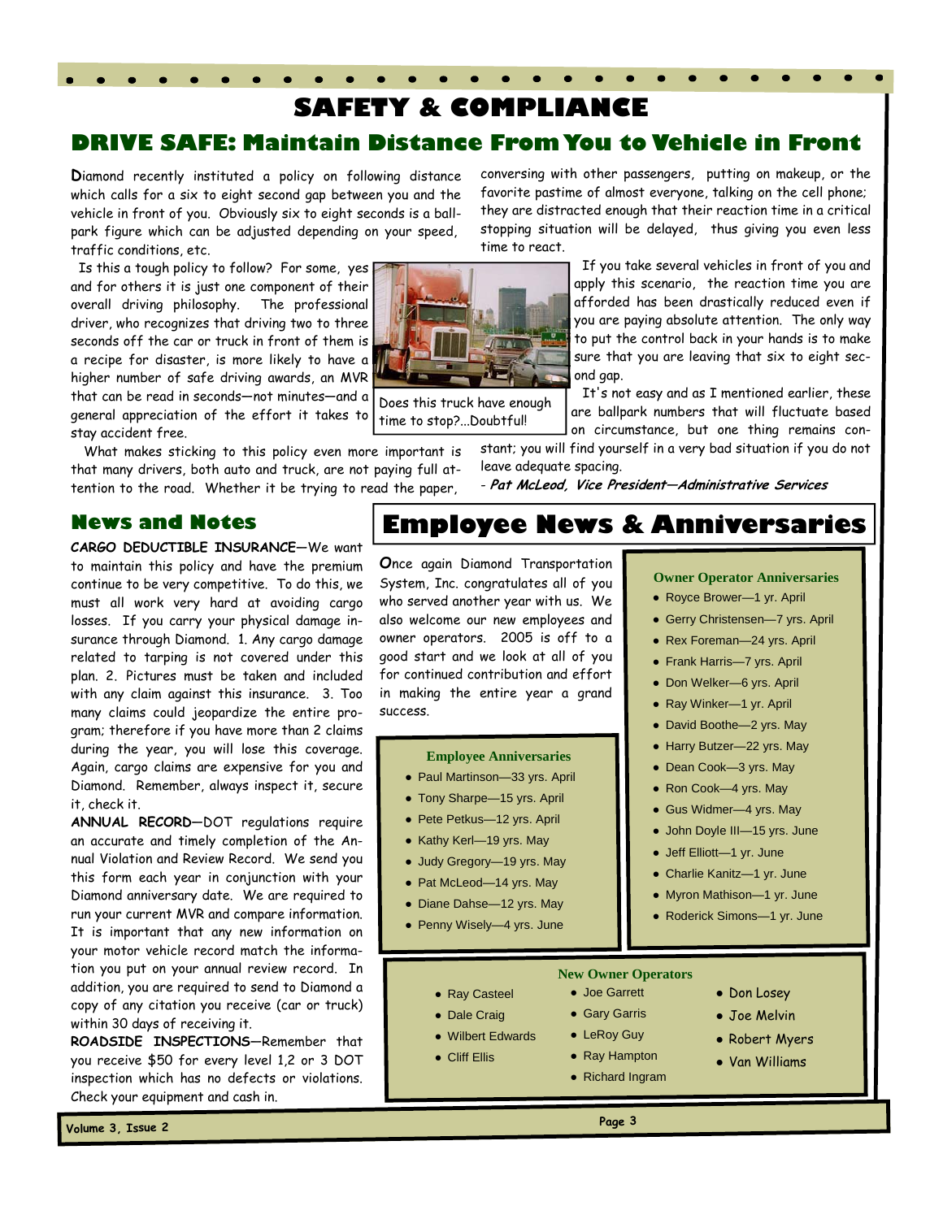# SAFETY & COMPLIANCE

## DRIVE SAFE: Maintain Distance From You to Vehicle in Front

Diamond recently instituted a policy on following distance which calls for a six to eight second gap between you and the vehicle in front of you. Obviously six to eight seconds is a ball-park figure which can be adjusted depending on your speed, traffic conditions, etc.

Is this a tough policy to follow? For some, yes and for others it is just one component of their overall driving philosophy. The professional driver, who recognizes that driving two to three seconds off the car or truck in front of them is a recipe for disaster, is more likely to have a higher number of safe driving awards, an MVR that can be read in seconds—not minutes—and a general appreciation of the effort it takes to stay accident free.

What makes sticking to this policy even more important is that many drivers, both auto and truck, are not paying full attention to the road. Whether it be trying to read the paper, conversing with other passengers, putting on makeup, or the favorite pastime of almost everyone, talking on the cell phone; they are distracted enough that their reaction time in a critical stopping situation will be delayed, thus giving you even less time to react.

Does this truck have enough time to stop?...Doubtful!

If you take several vehicles in front of you and apply this scenario, the reaction time you are afforded has been drastically reduced even if you are paying absolute attention. The only way to put the control back in your hands is to make sure that you are leaving that six to eight second gap.

It's not easy and as I mentioned earlier, these are ballpark numbers that will fluctuate based on circumstance, but one thing remains constant; you will find yourself in a very bad situation if you do not leave adequate spacing.

*- **Pat McLeod, Vice President—Administrative Services***

## News and Notes

**CARGO DEDUCTIBLE INSURANCE**—We want to maintain this policy and have the premium continue to be very competitive. To do this, we must all work very hard at avoiding cargo losses. If you carry your physical damage insurance through Diamond. 1. Any cargo damage related to tarping is not covered under this plan. 2. Pictures must be taken and included with any claim against this insurance. 3. Too many claims could jeopardize the entire program; therefore if you have more than 2 claims during the year, you will lose this coverage. Again, cargo claims are expensive for you and Diamond. Remember, always inspect it, secure it, check it.

**ANNUAL RECORD**—DOT regulations require an accurate and timely completion of the Annual Violation and Review Record. We send you this form each year in conjunction with your Diamond anniversary date. We are required to run your current MVR and compare information. It is important that any new information on your motor vehicle record match the information you put on your annual review record. In addition, you are required to send to Diamond a copy of any citation you receive (car or truck) within 30 days of receiving it.

**ROADSIDE INSPECTIONS**—Remember that you receive $50 for every level 1,2 or 3 DOT inspection which has no defects or violations. Check your equipment and cash in.

## Employee News & Anniversaries

Once again Diamond Transportation System, Inc. congratulates all of you who served another year with us. We also welcome our new employees and owner operators. 2005 is off to a good start and we look at all of you for continued contribution and effort in making the entire year a grand success.

### Employee Anniversaries

- Paul Martinson—33 yrs. April
- Tony Sharpe—15 yrs. April
- Pete Petkus—12 yrs. April
- Kathy Kerl—19 yrs. May
- Judy Gregory—19 yrs. May
- Pat McLeod—14 yrs. May
- Diane Dahse—12 yrs. May
- Penny Wisely—4 yrs. June

### Owner Operator Anniversaries

- Royce Brower—1 yr. April
- Gerry Christensen—7 yrs. April
- Rex Foreman—24 yrs. April
- Frank Harris—7 yrs. April
- Don Welker—6 yrs. April
- Ray Winker—1 yr. April
- David Boothe—2 yrs. May
- Harry Butzer—22 yrs. May
- Dean Cook—3 yrs. May
- Ron Cook—4 yrs. May
- Gus Widmer—4 yrs. May
- John Doyle III—15 yrs. June
- Jeff Elliott—1 yr. June
- Charlie Kanitz—1 yr. June
- Myron Mathison—1 yr. June
- Roderick Simons—1 yr. June

### New Owner Operators

- Ray Casteel
- Dale Craig
- Wilbert Edwards
- Cliff Ellis
- Joe Garrett
- Gary Garris
- LeRoy Guy
- Ray Hampton
- Richard Ingram
- Don Losey
- Joe Melvin
- Robert Myers
- Van Williams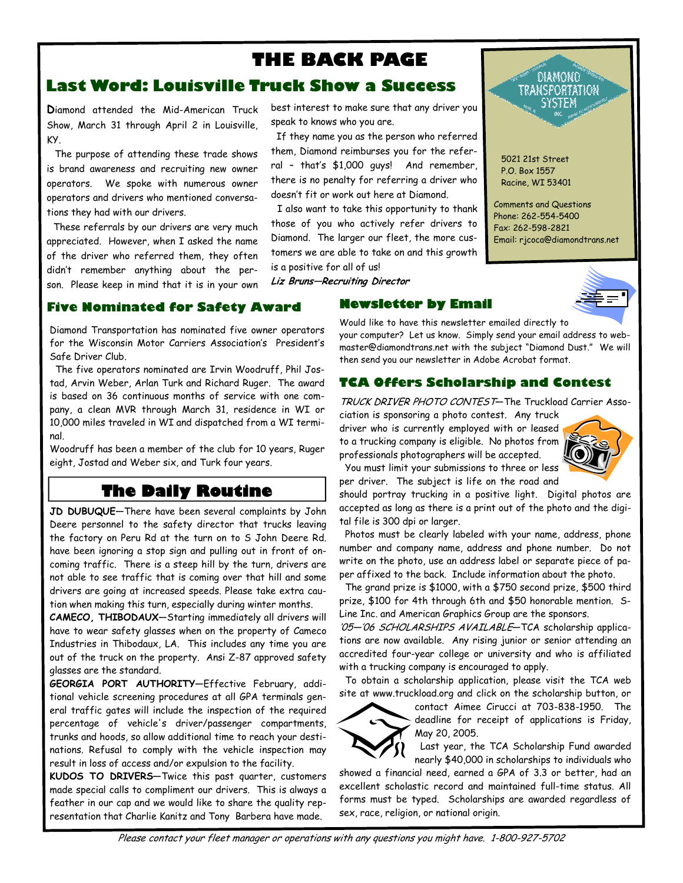# THE BACK PAGE

## Last Word: Louisville Truck Show a Success

Diamond attended the Mid-American Truck Show, March 31 through April 2 in Louisville, KY.

The purpose of attending these trade shows is brand awareness and recruiting new owner operators. We spoke with numerous owner operators and drivers who mentioned conversations they had with our drivers.

These referrals by our drivers are very much appreciated. However, when I asked the name of the driver who referred them, they often didn't remember anything about the person. Please keep in mind that it is in your own best interest to make sure that any driver you speak to knows who you are.

If they name you as the person who referred them, Diamond reimburses you for the referral – that's $1,000 guys! And remember, there is no penalty for referring a driver who doesn't fit or work out here at Diamond.

I also want to take this opportunity to thank those of you who actively refer drivers to Diamond. The larger our fleet, the more customers we are able to take on and this growth is a positive for all of us!

***Liz Bruns—Recruiting Director***

DIAMOND TRANSPORTATION SYSTEM INC

5021 21st Street
P.O. Box 1557
Racine, WI 53401

Comments and Questions
Phone: 262-554-5400
Fax: 262-598-2821
Email: rjcoca@diamondtrans.net

## Five Nominated for Safety Award

Diamond Transportation has nominated five owner operators for the Wisconsin Motor Carriers Association's President's Safe Driver Club.

The five operators nominated are Irvin Woodruff, Phil Jostad, Arvin Weber, Arlan Turk and Richard Ruger. The award is based on 36 continuous months of service with one company, a clean MVR through March 31, residence in WI or 10,000 miles traveled in WI and dispatched from a WI terminal.

Woodruff has been a member of the club for 10 years, Ruger eight, Jostad and Weber six, and Turk four years.

## The Daily Routine

**JD DUBUQUE**—There have been several complaints by John Deere personnel to the safety director that trucks leaving the factory on Peru Rd at the turn on to S John Deere Rd. have been ignoring a stop sign and pulling out in front of oncoming traffic. There is a steep hill by the turn, drivers are not able to see traffic that is coming over that hill and some drivers are going at increased speeds. Please take extra caution when making this turn, especially during winter months.

**CAMECO, THIBODAUX**—Starting immediately all drivers will have to wear safety glasses when on the property of Cameco Industries in Thibodaux, LA. This includes any time you are out of the truck on the property. Ansi Z-87 approved safety glasses are the standard.

**GEORGIA PORT AUTHORITY**—Effective February, additional vehicle screening procedures at all GPA terminals general traffic gates will include the inspection of the required percentage of vehicle's driver/passenger compartments, trunks and hoods, so allow additional time to reach your destinations. Refusal to comply with the vehicle inspection may result in loss of access and/or expulsion to the facility.

**KUDOS TO DRIVERS**—Twice this past quarter, customers made special calls to compliment our drivers. This is always a feather in our cap and we would like to share the quality representation that Charlie Kanitz and Tony Barbera have made.

## Newsletter by Email

Would like to have this newsletter emailed directly to your computer? Let us know. Simply send your email address to webmaster@diamondtrans.net with the subject "Diamond Dust." We will then send you our newsletter in Adobe Acrobat format.

## TCA Offers Scholarship and Contest

*TRUCK DRIVER PHOTO CONTEST*—The Truckload Carrier Association is sponsoring a photo contest. Any truck driver who is currently employed with or leased to a trucking company is eligible. No photos from professionals photographers will be accepted.

You must limit your submissions to three or less per driver. The subject is life on the road and should portray trucking in a positive light. Digital photos are accepted as long as there is a print out of the photo and the digital file is 300 dpi or larger.

Photos must be clearly labeled with your name, address, phone number and company name, address and phone number. Do not write on the photo, use an address label or separate piece of paper affixed to the back. Include information about the photo.

The grand prize is $1000, with a $750 second prize, $500 third prize, $100 for 4th through 6th and $50 honorable mention. S-Line Inc. and American Graphics Group are the sponsors.

*'05—'06 SCHOLARSHIPS AVAILABLE*—TCA scholarship applications are now available. Any rising junior or senior attending an accredited four-year college or university and who is affiliated with a trucking company is encouraged to apply.

To obtain a scholarship application, please visit the TCA web site at www.truckload.org and click on the scholarship button, or contact Aimee Circucci at 703-838-1950. The deadline for receipt of applications is Friday, May 20, 2005.

Last year, the TCA Scholarship Fund awarded nearly $40,000 in scholarships to individuals who showed a financial need, earned a GPA of 3.3 or better, had an excellent scholastic record and maintained full-time status. All forms must be typed. Scholarships are awarded regardless of sex, race, religion, or national origin.

*Please contact your fleet manager or operations with any questions you might have. 1-800-927-5702*